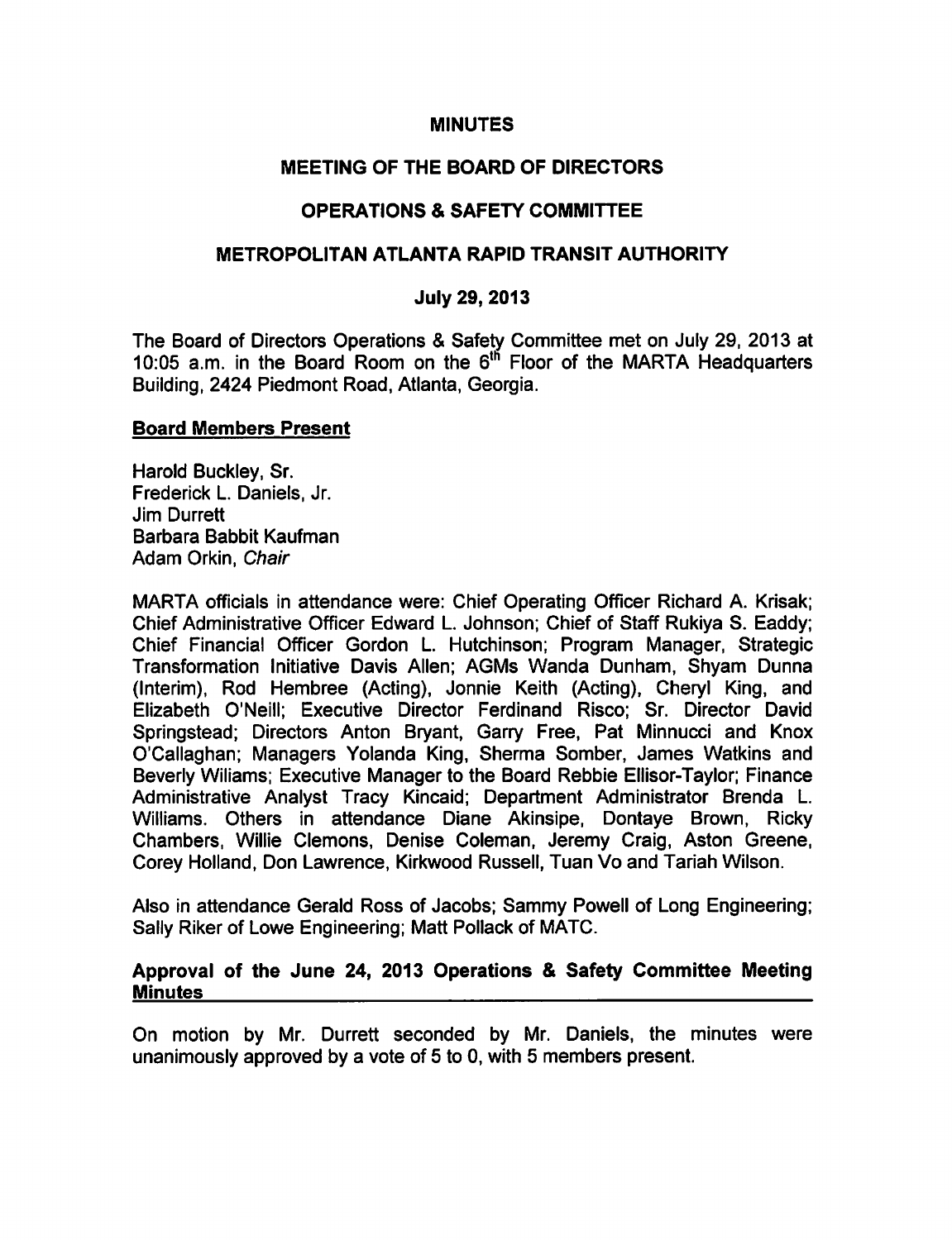# MINUTES

## MEETING OF THE BOARD OF DIRECTORS

## OPERATIONS & SAFETY COMMITTEE

## METROPOLITAN ATLANTA RAPID TRANSIT AUTHORITY

### July 29, 2013

The Board of Directors Operations & Safety Committee met on July 29, 2013 at 10:05 a.m. in the Board Room on the 6th Floor of the MARTA Headquarters Building, 2424 Piedmont Road, Atlanta, Georgia.

**Board Members Present**

Harold Buckley, Sr.
Frederick L. Daniels, Jr.
Jim Durrett
Barbara Babbit Kaufman
Adam Orkin, *Chair*

MARTA officials in attendance were: Chief Operating Officer Richard A. Krisak; Chief Administrative Officer Edward L. Johnson; Chief of Staff Rukiya S. Eaddy; Chief Financial Officer Gordon L. Hutchinson; Program Manager, Strategic Transformation Initiative Davis Allen; AGMs Wanda Dunham, Shyam Dunna (Interim), Rod Hembree (Acting), Jonnie Keith (Acting), Cheryl King, and Elizabeth O'Neill; Executive Director Ferdinand Risco; Sr. Director David Springstead; Directors Anton Bryant, Garry Free, Pat Minnucci and Knox O'Callaghan; Managers Yolanda King, Sherma Somber, James Watkins and Beverly Wiliams; Executive Manager to the Board Rebbie Ellisor-Taylor; Finance Administrative Analyst Tracy Kincaid; Department Administrator Brenda L. Williams. Others in attendance Diane Akinsipe, Dontaye Brown, Ricky Chambers, Willie Clemons, Denise Coleman, Jeremy Craig, Aston Greene, Corey Holland, Don Lawrence, Kirkwood Russell, Tuan Vo and Tariah Wilson.

Also in attendance Gerald Ross of Jacobs; Sammy Powell of Long Engineering; Sally Riker of Lowe Engineering; Matt Pollack of MATC.

**Approval of the June 24, 2013 Operations & Safety Committee Meeting Minutes**

On motion by Mr. Durrett seconded by Mr. Daniels, the minutes were unanimously approved by a vote of 5 to 0, with 5 members present.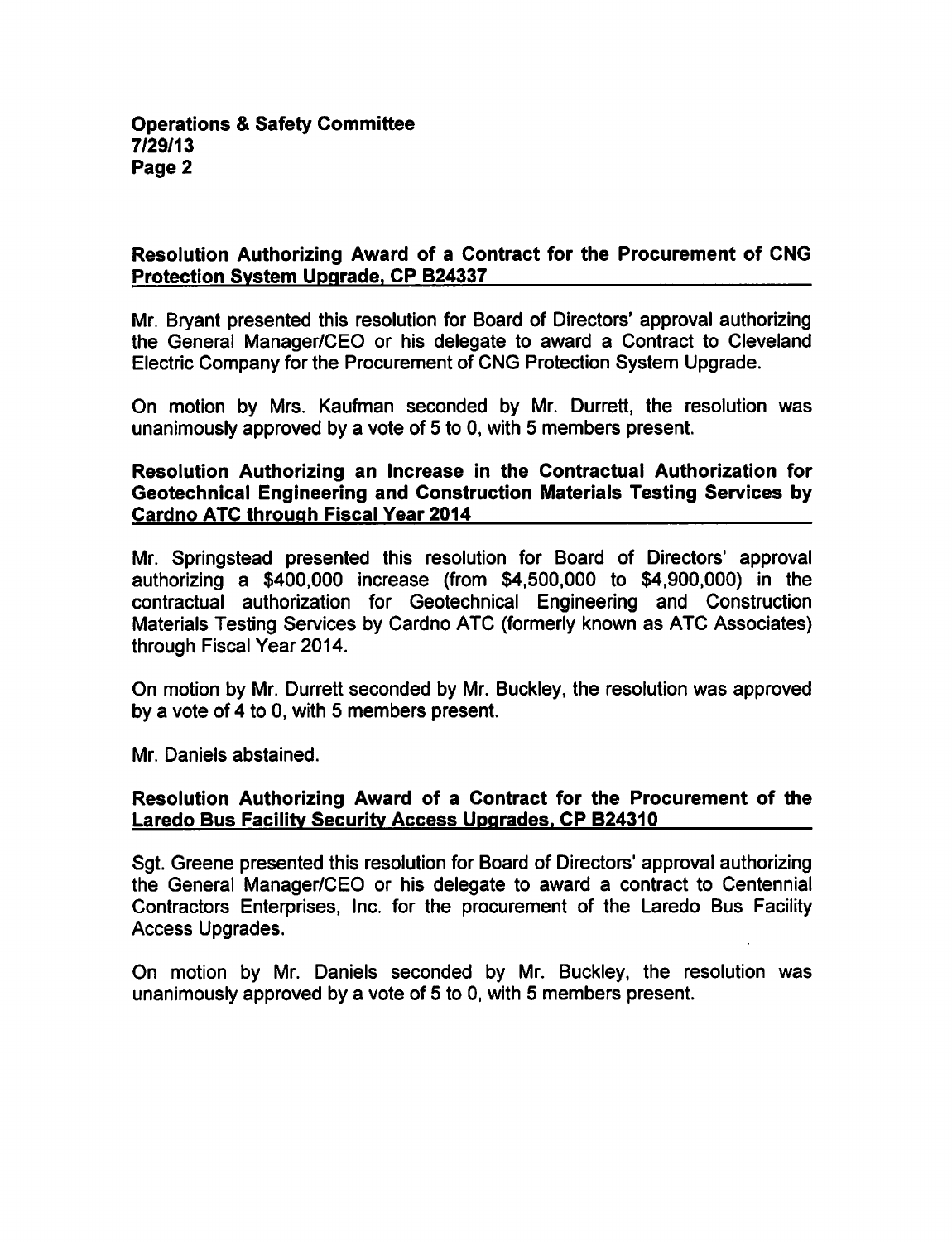## Resolution Authorizing Award of a Contract for the Procurement of CNG Protection System Upgrade, CP B24337

Mr. Bryant presented this resolution for Board of Directors' approval authorizing the General Manager/CEO or his delegate to award a Contract to Cleveland Electric Company for the Procurement of CNG Protection System Upgrade.

On motion by Mrs. Kaufman seconded by Mr. Durrett, the resolution was unanimously approved by a vote of 5 to 0, with 5 members present.

## Resolution Authorizing an Increase in the Contractual Authorization for Geotechnical Engineering and Construction Materials Testing Services by Cardno ATC through Fiscal Year 2014

Mr. Springstead presented this resolution for Board of Directors' approval authorizing a $400,000 increase (from $4,500,000 to $4,900,000) in the contractual authorization for Geotechnical Engineering and Construction Materials Testing Services by Cardno ATC (formerly known as ATC Associates) through Fiscal Year 2014.

On motion by Mr. Durrett seconded by Mr. Buckley, the resolution was approved by a vote of 4 to 0, with 5 members present.

Mr. Daniels abstained.

## Resolution Authorizing Award of a Contract for the Procurement of the Laredo Bus Facility Security Access Upgrades, CP B24310

Sgt. Greene presented this resolution for Board of Directors' approval authorizing the General Manager/CEO or his delegate to award a contract to Centennial Contractors Enterprises, Inc. for the procurement of the Laredo Bus Facility Access Upgrades.

On motion by Mr. Daniels seconded by Mr. Buckley, the resolution was unanimously approved by a vote of 5 to 0, with 5 members present.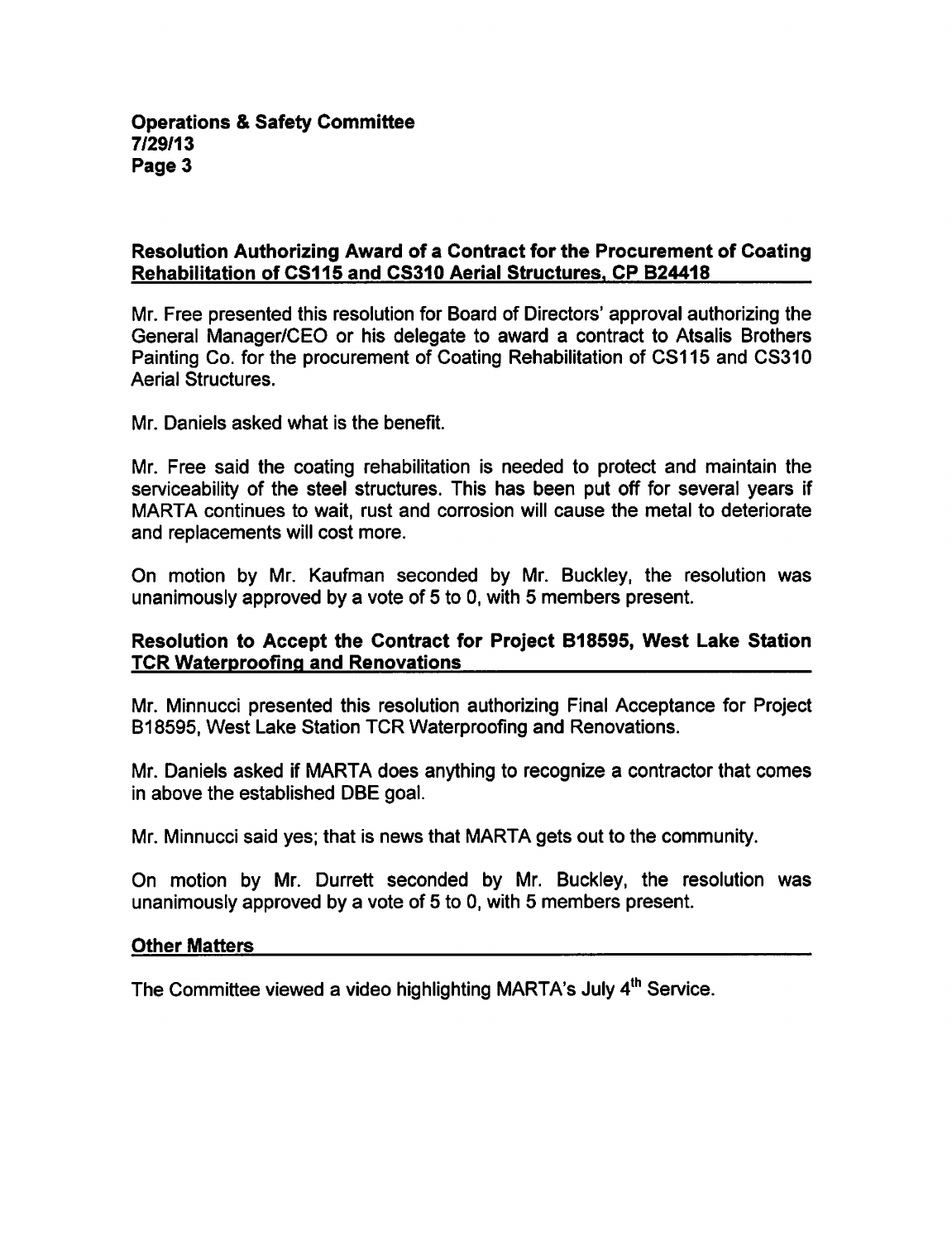**Resolution Authorizing Award of a Contract for the Procurement of Coating Rehabilitation of CS115 and CS310 Aerial Structures, CP B24418**

Mr. Free presented this resolution for Board of Directors' approval authorizing the General Manager/CEO or his delegate to award a contract to Atsalis Brothers Painting Co. for the procurement of Coating Rehabilitation of CS115 and CS310 Aerial Structures.

Mr. Daniels asked what is the benefit.

Mr. Free said the coating rehabilitation is needed to protect and maintain the serviceability of the steel structures. This has been put off for several years if MARTA continues to wait, rust and corrosion will cause the metal to deteriorate and replacements will cost more.

On motion by Mr. Kaufman seconded by Mr. Buckley, the resolution was unanimously approved by a vote of 5 to 0, with 5 members present.

**Resolution to Accept the Contract for Project B18595, West Lake Station TCR Waterproofing and Renovations**

Mr. Minnucci presented this resolution authorizing Final Acceptance for Project B18595, West Lake Station TCR Waterproofing and Renovations.

Mr. Daniels asked if MARTA does anything to recognize a contractor that comes in above the established DBE goal.

Mr. Minnucci said yes; that is news that MARTA gets out to the community.

On motion by Mr. Durrett seconded by Mr. Buckley, the resolution was unanimously approved by a vote of 5 to 0, with 5 members present.

**Other Matters**

The Committee viewed a video highlighting MARTA's July 4th Service.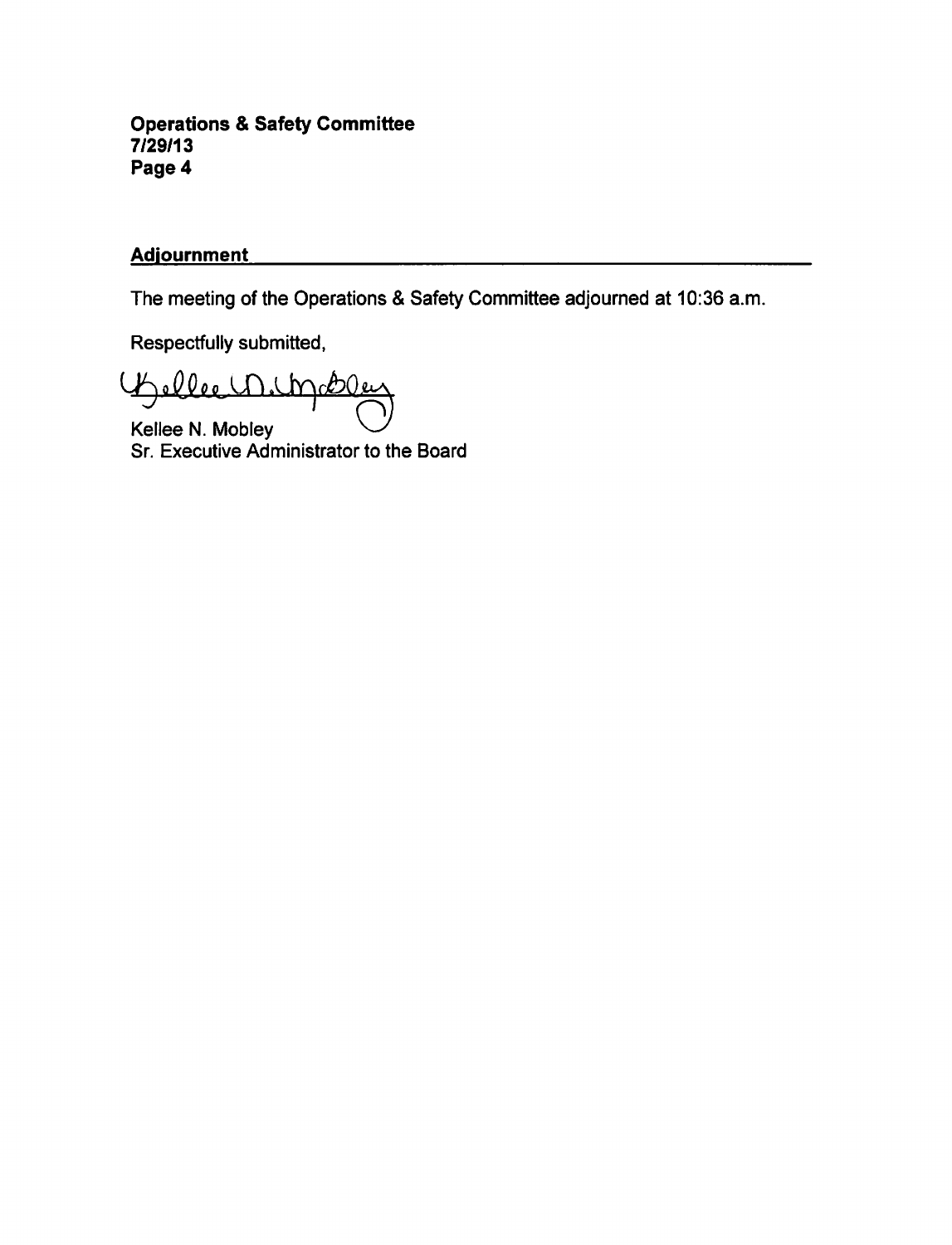## Adjournment

The meeting of the Operations & Safety Committee adjourned at 10:36 a.m.

Respectfully submitted,

Kellee N. Mobley
Sr. Executive Administrator to the Board